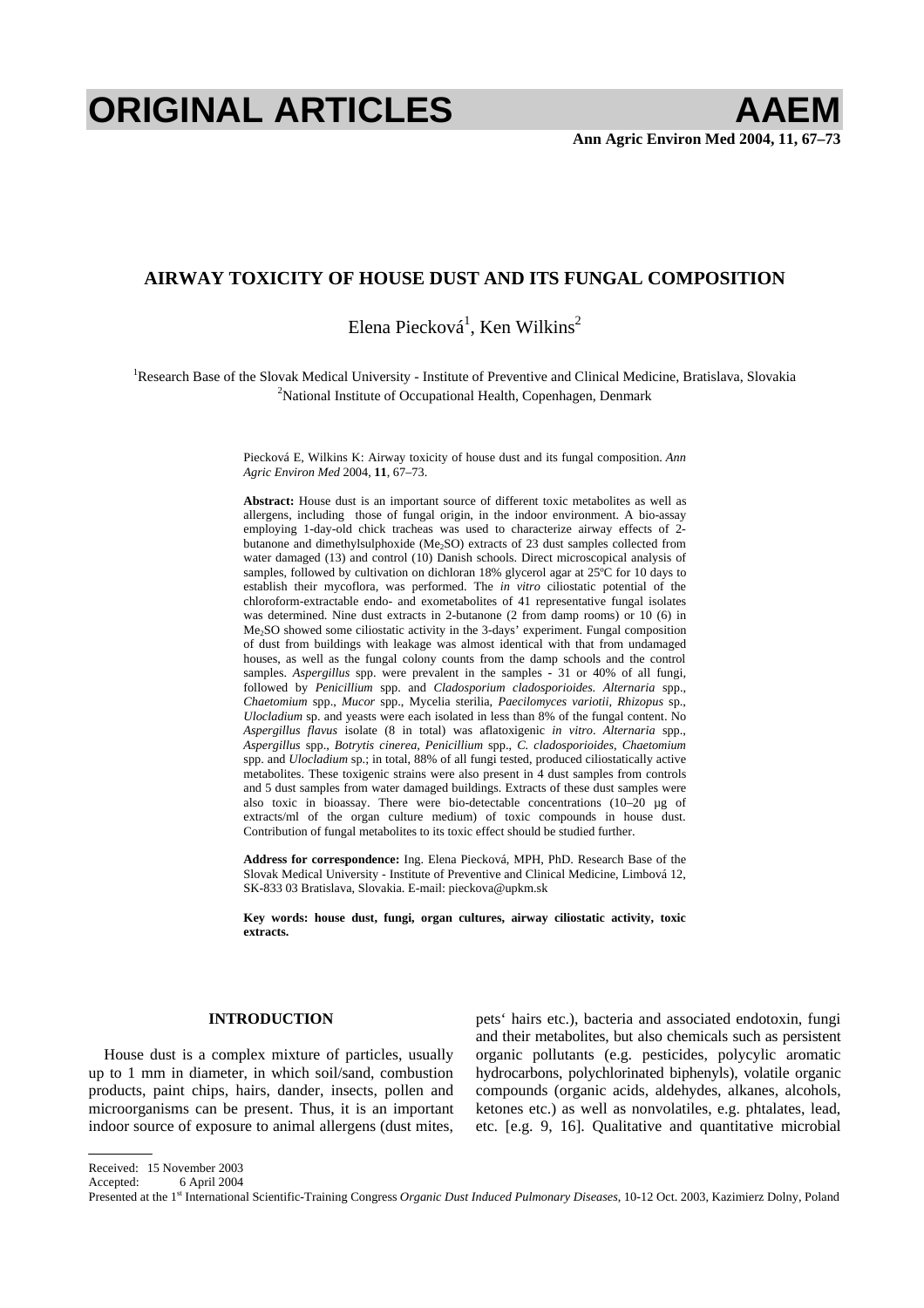# ORIGINAL ARTICLES

## AIRWAY TOXICITY OF HOUSE DUST AND ITS FUNGAL COMPOSITION

Elena Piecková[1], Ken Wilkins[2]

[1]Research Base of the Slovak Medical University - Institute of Preventive and Clinical Medicine, Bratislava, Slovakia
[2]National Institute of Occupational Health, Copenhagen, Denmark

Piecková E, Wilkins K: Airway toxicity of house dust and its fungal composition. *Ann Agric Environ Med* 2004, **11**, 67–73.

**Abstract:** House dust is an important source of different toxic metabolites as well as allergens, including those of fungal origin, in the indoor environment. A bio-assay employing 1-day-old chick tracheas was used to characterize airway effects of 2-butanone and dimethylsulphoxide ($Me_2SO$) extracts of 23 dust samples collected from water damaged (13) and control (10) Danish schools. Direct microscopical analysis of samples, followed by cultivation on dichloran 18% glycerol agar at 25ºC for 10 days to establish their mycoflora, was performed. The *in vitro* ciliostatic potential of the chloroform-extractable endo- and exometabolites of 41 representative fungal isolates was determined. Nine dust extracts in 2-butanone (2 from damp rooms) or 10 (6) in $Me_2SO$ showed some ciliostatic activity in the 3-days' experiment. Fungal composition of dust from buildings with leakage was almost identical with that from undamaged houses, as well as the fungal colony counts from the damp schools and the control samples. *Aspergillus* spp. were prevalent in the samples - 31 or 40% of all fungi, followed by *Penicillium* spp. and *Cladosporium cladosporioides. Alternaria* spp., *Chaetomium* spp., *Mucor* spp., Mycelia sterilia, *Paecilomyces variotii, Rhizopus* sp., *Ulocladium* sp. and yeasts were each isolated in less than 8% of the fungal content. No *Aspergillus flavus* isolate (8 in total) was aflatoxigenic *in vitro*. *Alternaria* spp., *Aspergillus* spp., *Botrytis cinerea, Penicillium* spp., *C. cladosporioides, Chaetomium* spp. and *Ulocladium* sp.; in total, 88% of all fungi tested, produced ciliostatically active metabolites. These toxigenic strains were also present in 4 dust samples from controls and 5 dust samples from water damaged buildings. Extracts of these dust samples were also toxic in bioassay. There were bio-detectable concentrations (10–20 µg of extracts/ml of the organ culture medium) of toxic compounds in house dust. Contribution of fungal metabolites to its toxic effect should be studied further.

**Address for correspondence:** Ing. Elena Piecková, MPH, PhD. Research Base of the Slovak Medical University - Institute of Preventive and Clinical Medicine, Limbová 12, SK-833 03 Bratislava, Slovakia. E-mail: pieckova@upkm.sk

**Key words: house dust, fungi, organ cultures, airway ciliostatic activity, toxic extracts.**

### INTRODUCTION

House dust is a complex mixture of particles, usually up to 1 mm in diameter, in which soil/sand, combustion products, paint chips, hairs, dander, insects, pollen and microorganisms can be present. Thus, it is an important indoor source of exposure to animal allergens (dust mites, pets' hairs etc.), bacteria and associated endotoxin, fungi and their metabolites, but also chemicals such as persistent organic pollutants (e.g. pesticides, polycylic aromatic hydrocarbons, polychlorinated biphenyls), volatile organic compounds (organic acids, aldehydes, alkanes, alcohols, ketones etc.) as well as nonvolatiles, e.g. phtalates, lead, etc. [e.g. 9, 16]. Qualitative and quantitative microbial

Received: 15 November 2003
Accepted: 6 April 2004
Presented at the 1st International Scientific-Training Congress *Organic Dust Induced Pulmonary Diseases*, 10-12 Oct. 2003, Kazimierz Dolny, Poland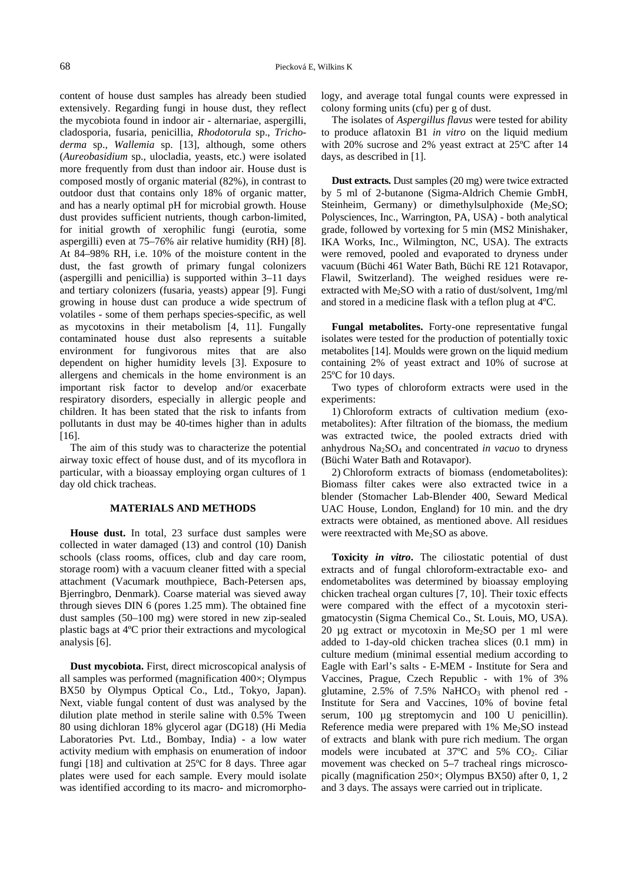content of house dust samples has already been studied extensively. Regarding fungi in house dust, they reflect the mycobiota found in indoor air - alternariae, aspergilli, cladosporia, fusaria, penicillia, *Rhodotorula* sp., *Trichoderma* sp., *Wallemia* sp. [13], although, some others (*Aureobasidium* sp., ulocladia, yeasts, etc.) were isolated more frequently from dust than indoor air. House dust is composed mostly of organic material (82%), in contrast to outdoor dust that contains only 18% of organic matter, and has a nearly optimal pH for microbial growth. House dust provides sufficient nutrients, though carbon-limited, for initial growth of xerophilic fungi (eurotia, some aspergilli) even at 75–76% air relative humidity (RH) [8]. At 84–98% RH, i.e. 10% of the moisture content in the dust, the fast growth of primary fungal colonizers (aspergilli and penicillia) is supported within 3–11 days and tertiary colonizers (fusaria, yeasts) appear [9]. Fungi growing in house dust can produce a wide spectrum of volatiles - some of them perhaps species-specific, as well as mycotoxins in their metabolism [4, 11]. Fungally contaminated house dust also represents a suitable environment for fungivorous mites that are also dependent on higher humidity levels [3]. Exposure to allergens and chemicals in the home environment is an important risk factor to develop and/or exacerbate respiratory disorders, especially in allergic people and children. It has been stated that the risk to infants from pollutants in dust may be 40-times higher than in adults [16].

The aim of this study was to characterize the potential airway toxic effect of house dust, and of its mycoflora in particular, with a bioassay employing organ cultures of 1 day old chick tracheas.

## MATERIALS AND METHODS

**House dust.** In total, 23 surface dust samples were collected in water damaged (13) and control (10) Danish schools (class rooms, offices, club and day care room, storage room) with a vacuum cleaner fitted with a special attachment (Vacumark mouthpiece, Bach-Petersen aps, Bjerringbro, Denmark). Coarse material was sieved away through sieves DIN 6 (pores 1.25 mm). The obtained fine dust samples (50–100 mg) were stored in new zip-sealed plastic bags at 4ºC prior their extractions and mycological analysis [6].

**Dust mycobiota.** First, direct microscopical analysis of all samples was performed (magnification 400×; Olympus BX50 by Olympus Optical Co., Ltd., Tokyo, Japan). Next, viable fungal content of dust was analysed by the dilution plate method in sterile saline with 0.5% Tween 80 using dichloran 18% glycerol agar (DG18) (Hi Media Laboratories Pvt. Ltd., Bombay, India) - a low water activity medium with emphasis on enumeration of indoor fungi [18] and cultivation at 25ºC for 8 days. Three agar plates were used for each sample. Every mould isolate was identified according to its macro- and micromorphology, and average total fungal counts were expressed in colony forming units (cfu) per g of dust.

The isolates of *Aspergillus flavus* were tested for ability to produce aflatoxin B1 *in vitro* on the liquid medium with 20% sucrose and 2% yeast extract at 25ºC after 14 days, as described in [1].

**Dust extracts.** Dust samples (20 mg) were twice extracted by 5 ml of 2-butanone (Sigma-Aldrich Chemie GmbH, Steinheim, Germany) or dimethylsulphoxide ($Me_2SO$; Polysciences, Inc., Warrington, PA, USA) - both analytical grade, followed by vortexing for 5 min (MS2 Minishaker, IKA Works, Inc., Wilmington, NC, USA). The extracts were removed, pooled and evaporated to dryness under vacuum (Büchi 461 Water Bath, Büchi RE 121 Rotavapor, Flawil, Switzerland). The weighed residues were re-extracted with $Me_2SO$ with a ratio of dust/solvent, 1mg/ml and stored in a medicine flask with a teflon plug at 4ºC.

**Fungal metabolites.** Forty-one representative fungal isolates were tested for the production of potentially toxic metabolites [14]. Moulds were grown on the liquid medium containing 2% of yeast extract and 10% of sucrose at 25ºC for 10 days.

Two types of chloroform extracts were used in the experiments:

1) Chloroform extracts of cultivation medium (exometabolites): After filtration of the biomass, the medium was extracted twice, the pooled extracts dried with anhydrous $Na_2SO_4$ and concentrated *in vacuo* to dryness (Büchi Water Bath and Rotavapor).

2) Chloroform extracts of biomass (endometabolites): Biomass filter cakes were also extracted twice in a blender (Stomacher Lab-Blender 400, Seward Medical UAC House, London, England) for 10 min. and the dry extracts were obtained, as mentioned above. All residues were reextracted with $Me_2SO$ as above.

**Toxicity *in vitro*.** The ciliostatic potential of dust extracts and of fungal chloroform-extractable exo- and endometabolites was determined by bioassay employing chicken tracheal organ cultures [7, 10]. Their toxic effects were compared with the effect of a mycotoxin sterigmatocystin (Sigma Chemical Co., St. Louis, MO, USA). 20 µg extract or mycotoxin in $Me_2SO$ per 1 ml were added to 1-day-old chicken trachea slices (0.1 mm) in culture medium (minimal essential medium according to Eagle with Earl's salts - E-MEM - Institute for Sera and Vaccines, Prague, Czech Republic - with 1% of 3% glutamine, 2.5% of 7.5% $NaHCO_3$ with phenol red - Institute for Sera and Vaccines, 10% of bovine fetal serum, 100 µg streptomycin and 100 U penicillin). Reference media were prepared with 1% $Me_2SO$ instead of extracts and blank with pure rich medium. The organ models were incubated at 37ºC and 5% $CO_2$. Ciliar movement was checked on 5–7 tracheal rings microscopically (magnification 250×; Olympus BX50) after 0, 1, 2 and 3 days. The assays were carried out in triplicate.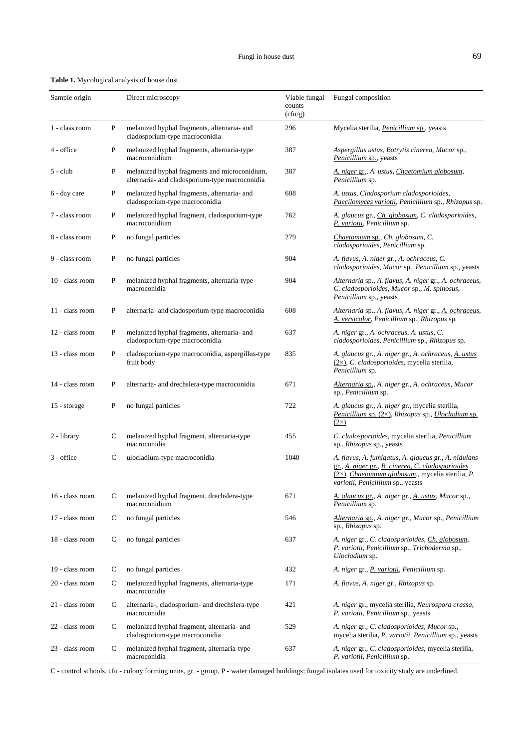**Table 1.** Mycological analysis of house dust.

| Sample origin | | Direct microscopy | Viable fungal counts (cfu/g) | Fungal composition |
|---|---|---|---|---|
| 1 - class room | P | melanized hyphal fragments, alternaria- and cladosporium-type macroconidia | 296 | Mycelia sterilia, <u>*Penicillium* sp.</u>, yeasts |
| 4 - office | P | melanized hyphal fragments, alternaria-type macroconidium | 387 | *Aspergillus ustus*, *Botrytis cinerea*, *Mucor* sp., <u>*Penicillium* sp.</u>, yeasts |
| 5 - club | P | melanized hyphal fragments and microconidium, alternaria- and cladosporium-type macroconidia | 387 | <u>*A. niger* gr.</u>, *A. ustus*, <u>*Chaetomium globosum*</u>, *Penicillium* sp. |
| 6 - day care | P | melanized hyphal fragments, alternaria- and cladosporium-type macroconidia | 608 | *A. ustus*, *Cladosporium cladosporioides*, <u>*Paecilomyces variotii*</u>, *Penicillium* sp., *Rhizopus* sp. |
| 7 - class room | P | melanized hyphal fragment, cladosporium-type macroconidium | 762 | *A. glaucus* gr., <u>*Ch. globosum*</u>, *C. cladosporioides*, <u>*P. variotii*</u>, *Penicillium* sp. |
| 8 - class room | P | no fungal particles | 279 | <u>*Chaetomium* sp.</u>, *Ch. globosum*, *C. cladosporioides*, *Penicillium* sp. |
| 9 - class room | P | no fungal particles | 904 | <u>*A. flavus*</u>, *A. niger* gr., *A. ochraceus*, *C. cladosporioides*, *Mucor* sp., *Penicillium* sp., yeasts |
| 10 - class room | P | melanized hyphal fragments, alternaria-type macroconidia | 904 | <u>*Alternaria* sp.</u>, <u>*A. flavus*</u>, *A. niger* gr., <u>*A. ochraceus*</u>, *C. cladosporioides*, *Mucor* sp., *M. spinosus*, *Penicillium* sp., yeasts |
| 11 - class room | P | alternaria- and cladosporium-type macroconidia | 608 | *Alternaria* sp., *A. flavus*, *A. niger* gr., <u>*A. ochraceus*</u>, <u>*A. versicolor*</u>, *Penicillium* sp., *Rhizopus* sp. |
| 12 - class room | P | melanized hyphal fragments, alternaria- and cladosporium-type macroconidia | 637 | *A. niger* gr., *A. ochraceus*, *A. ustus*, *C. cladosporioides*, *Penicillium* sp., *Rhizopus* sp. |
| 13 - class room | P | cladosporium-type macroconidia, aspergillus-type fruit body | 835 | *A. glaucus* gr., *A. niger* gr., *A. ochraceus*, <u>*A. ustus* (2×)</u>, *C. cladosporioides*, mycelia sterilia, *Penicillium* sp. |
| 14 - class room | P | alternaria- and drechslera-type macroconidia | 671 | <u>*Alternaria* sp.</u>, *A. niger* gr., *A. ochraceus*, *Mucor* sp., *Penicillium* sp. |
| 15 - storage | P | no fungal particles | 722 | *A. glaucus* gr., *A. niger* gr., mycelia sterilia, <u>*Penicillium* sp. (2×)</u>, *Rhizopus* sp., <u>*Ulocladium* sp. (2×)</u> |
| 2 - library | C | melanized hyphal fragment, alternaria-type macroconidia | 455 | *C. cladosporioides*, mycelia sterilia, *Penicillium* sp., *Rhizopus* sp., yeasts |
| 3 - office | C | ulocladium-type macroconidia | 1040 | <u>*A. flavus*</u>, <u>*A. fumigatus*</u>, <u>*A. glaucus* gr.</u>, <u>*A. nidulans* gr.</u>, <u>*A. niger* gr.</u>, <u>*B. cinerea*</u>, <u>*C. cladosporioides* (2×)</u>, <u>*Chaetomium globosum*</u>., mycelia sterilia, *P. variotii*, *Penicillium* sp., yeasts |
| 16 - class room | C | melanized hyphal fragment, drechslera-type macroconidium | 671 | <u>*A. glaucus* gr.</u>, *A. niger* gr., <u>*A. ustus*</u>, *Mucor* sp., *Penicillium* sp. |
| 17 - class room | C | no fungal particles | 546 | <u>*Alternaria* sp.</u>, *A. niger* gr., *Mucor* sp., *Penicillium* sp., *Rhizopus* sp. |
| 18 - class room | C | no fungal particles | 637 | *A. niger* gr., *C. cladosporioides*, <u>*Ch. globosum*</u>, *P. variotii*, *Penicillium* sp., *Trichoderma* sp., *Ulocladium* sp. |
| 19 - class room | C | no fungal particles | 432 | *A. niger* gr., <u>*P. variotii*</u>, *Penicillium* sp. |
| 20 - class room | C | melanized hyphal fragments, alternaria-type macroconidia | 171 | *A. flavus*, *A. niger* gr., *Rhizopus* sp. |
| 21 - class room | C | alternaria-, cladosporium- and drechslera-type macroconidia | 421 | *A. niger* gr., mycelia sterilia, *Neurospora crassa*, *P. variotii*, *Penicillium* sp., yeasts |
| 22 - class room | C | melanized hyphal fragment, alternaria- and cladosporium-type macroconidia | 529 | *A. niger* gr., *C. cladosporioides*, *Mucor* sp., mycelia sterilia, *P. variotii*, *Penicillium* sp., yeasts |
| 23 - class room | C | melanized hyphal fragment, alternaria-type macroconidia | 637 | *A. niger* gr., *C. cladosporioides*, mycelia sterilia, *P. variotii*, *Penicillium* sp. |

C - control schools, cfu - colony forming units, gr. - group, P - water damaged buildings; fungal isolates used for toxicity study are underlined.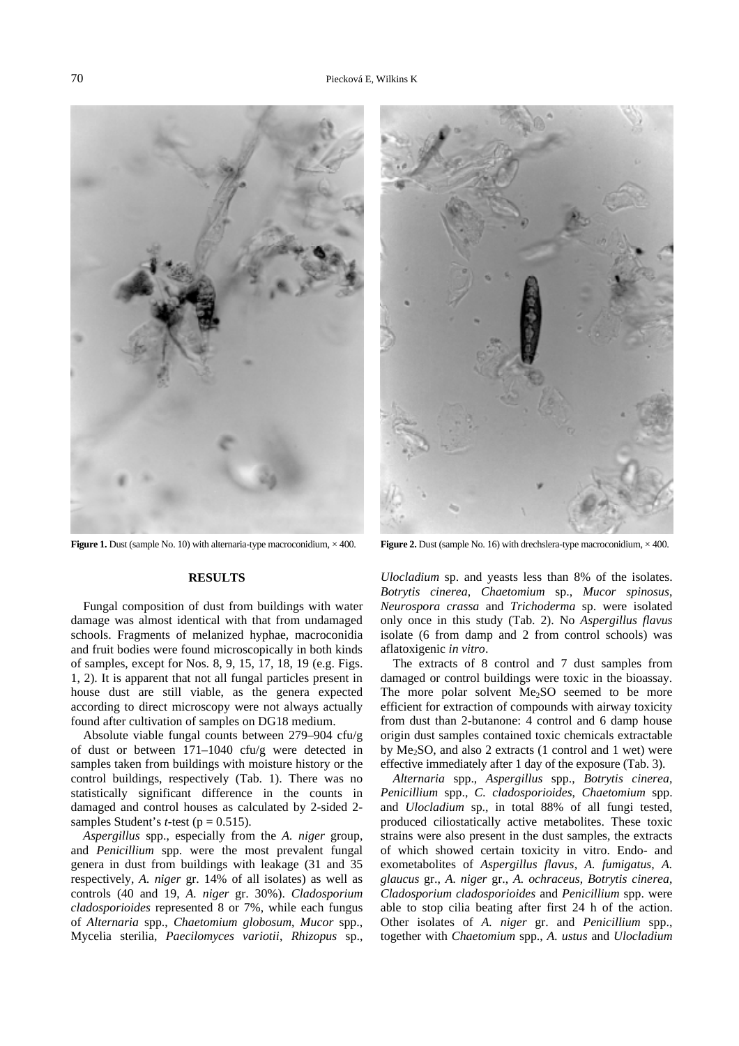**Figure 1.** Dust (sample No. 10) with alternaria-type macroconidium, × 400.

**Figure 2.** Dust (sample No. 16) with drechslera-type macroconidium, × 400.

## RESULTS

Fungal composition of dust from buildings with water damage was almost identical with that from undamaged schools. Fragments of melanized hyphae, macroconidia and fruit bodies were found microscopically in both kinds of samples, except for Nos. 8, 9, 15, 17, 18, 19 (e.g. Figs. 1, 2). It is apparent that not all fungal particles present in house dust are still viable, as the genera expected according to direct microscopy were not always actually found after cultivation of samples on DG18 medium.

Absolute viable fungal counts between 279–904 cfu/g of dust or between 171–1040 cfu/g were detected in samples taken from buildings with moisture history or the control buildings, respectively (Tab. 1). There was no statistically significant difference in the counts in damaged and control houses as calculated by 2-sided 2-samples Student's *t*-test ($p = 0.515$).

*Aspergillus* spp., especially from the *A. niger* group, and *Penicillium* spp. were the most prevalent fungal genera in dust from buildings with leakage (31 and 35 respectively, *A. niger* gr. 14% of all isolates) as well as controls (40 and 19, *A. niger* gr. 30%). *Cladosporium cladosporioides* represented 8 or 7%, while each fungus of *Alternaria* spp., *Chaetomium globosum*, *Mucor* spp., Mycelia sterilia, *Paecilomyces variotii*, *Rhizopus* sp., *Ulocladium* sp. and yeasts less than 8% of the isolates. *Botrytis cinerea*, *Chaetomium* sp., *Mucor spinosus*, *Neurospora crassa* and *Trichoderma* sp. were isolated only once in this study (Tab. 2). No *Aspergillus flavus* isolate (6 from damp and 2 from control schools) was aflatoxigenic *in vitro*.

The extracts of 8 control and 7 dust samples from damaged or control buildings were toxic in the bioassay. The more polar solvent $Me_2SO$ seemed to be more efficient for extraction of compounds with airway toxicity from dust than 2-butanone: 4 control and 6 damp house origin dust samples contained toxic chemicals extractable by $Me_2SO$, and also 2 extracts (1 control and 1 wet) were effective immediately after 1 day of the exposure (Tab. 3).

*Alternaria* spp., *Aspergillus* spp., *Botrytis cinerea*, *Penicillium* spp., *C. cladosporioides*, *Chaetomium* spp. and *Ulocladium* sp., in total 88% of all fungi tested, produced ciliostatically active metabolites. These toxic strains were also present in the dust samples, the extracts of which showed certain toxicity in vitro. Endo- and exometabolites of *Aspergillus flavus*, *A. fumigatus*, *A. glaucus* gr., *A. niger* gr., *A. ochraceus*, *Botrytis cinerea*, *Cladosporium cladosporioides* and *Penicillium* spp. were able to stop cilia beating after first 24 h of the action. Other isolates of *A. niger* gr. and *Penicillium* spp., together with *Chaetomium* spp., *A. ustus* and *Ulocladium*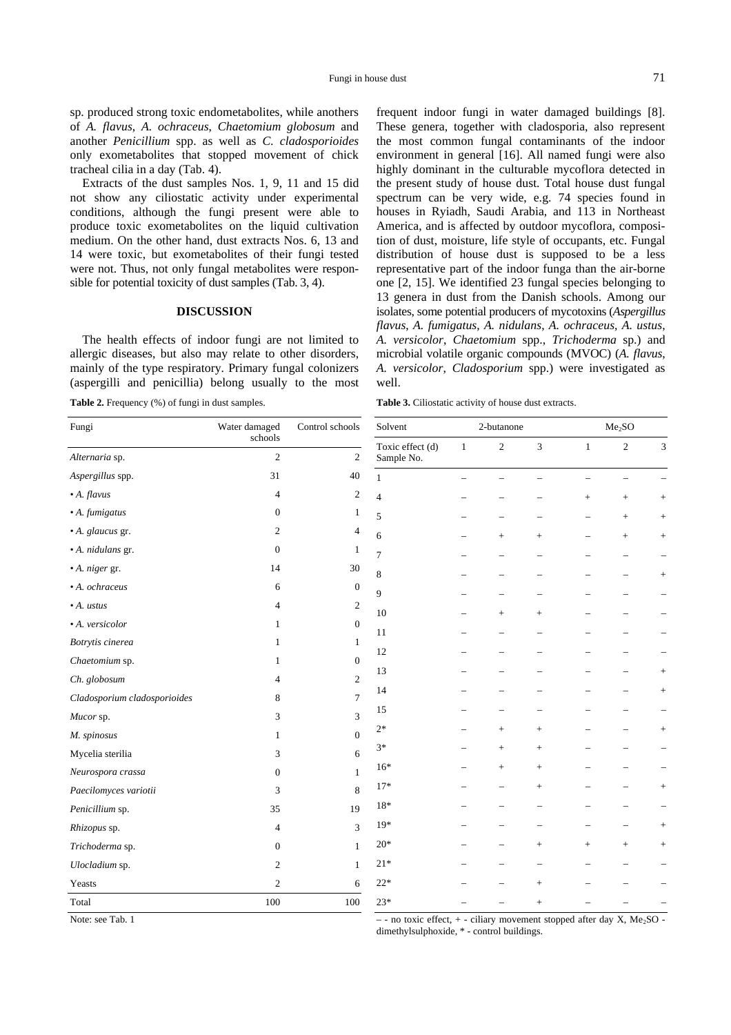sp. produced strong toxic endometabolites, while anothers of *A. flavus*, *A. ochraceus*, *Chaetomium globosum* and another *Penicillium* spp. as well as *C. cladosporioides* only exometabolites that stopped movement of chick tracheal cilia in a day (Tab. 4).

Extracts of the dust samples Nos. 1, 9, 11 and 15 did not show any ciliostatic activity under experimental conditions, although the fungi present were able to produce toxic exometabolites on the liquid cultivation medium. On the other hand, dust extracts Nos. 6, 13 and 14 were toxic, but exometabolites of their fungi tested were not. Thus, not only fungal metabolites were responsible for potential toxicity of dust samples (Tab. 3, 4).

## DISCUSSION

The health effects of indoor fungi are not limited to allergic diseases, but also may relate to other disorders, mainly of the type respiratory. Primary fungal colonizers (aspergilli and penicillia) belong usually to the most frequent indoor fungi in water damaged buildings [8]. These genera, together with cladosporia, also represent the most common fungal contaminants of the indoor environment in general [16]. All named fungi were also highly dominant in the culturable mycoflora detected in the present study of house dust. Total house dust fungal spectrum can be very wide, e.g. 74 species found in houses in Ryiadh, Saudi Arabia, and 113 in Northeast America, and is affected by outdoor mycoflora, composition of dust, moisture, life style of occupants, etc. Fungal distribution of house dust is supposed to be a less representative part of the indoor funga than the air-borne one [2, 15]. We identified 23 fungal species belonging to 13 genera in dust from the Danish schools. Among our isolates, some potential producers of mycotoxins (*Aspergillus flavus*, *A. fumigatus*, *A. nidulans*, *A. ochraceus*, *A. ustus*, *A. versicolor*, *Chaetomium* spp., *Trichoderma* sp.) and microbial volatile organic compounds (MVOC) (*A. flavus*, *A. versicolor, Cladosporium* spp.) were investigated as well.

**Table 2.** Frequency (%) of fungi in dust samples.

| Fungi | Water damaged schools | Control schools |
|---|---|---|
| *Alternaria* sp. | 2 | 2 |
| *Aspergillus* spp. | 31 | 40 |
| • *A. flavus* | 4 | 2 |
| • *A. fumigatus* | 0 | 1 |
| • *A. glaucus* gr. | 2 | 4 |
| • *A. nidulans* gr. | 0 | 1 |
| • *A. niger* gr. | 14 | 30 |
| • *A. ochraceus* | 6 | 0 |
| • *A. ustus* | 4 | 2 |
| • *A. versicolor* | 1 | 0 |
| *Botrytis cinerea* | 1 | 1 |
| *Chaetomium* sp. | 1 | 0 |
| *Ch. globosum* | 4 | 2 |
| *Cladosporium cladosporioides* | 8 | 7 |
| *Mucor* sp. | 3 | 3 |
| *M. spinosus* | 1 | 0 |
| Mycelia sterilia | 3 | 6 |
| *Neurospora crassa* | 0 | 1 |
| *Paecilomyces variotii* | 3 | 8 |
| *Penicillium* sp. | 35 | 19 |
| *Rhizopus* sp. | 4 | 3 |
| *Trichoderma* sp. | 0 | 1 |
| *Ulocladium* sp. | 2 | 1 |
| Yeasts | 2 | 6 |
| Total | 100 | 100 |

Note: see Tab. 1

**Table 3.** Ciliostatic activity of house dust extracts.

| Solvent | 2-butanone | | | $Me_2SO$ | | |
|---|---|---|---|---|---|---|
| Toxic effect (d) Sample No. | 1 | 2 | 3 | 1 | 2 | 3 |
| 1 | – | – | – | – | – | – |
| 4 | – | – | – | + | + | + |
| 5 | – | – | – | – | + | + |
| 6 | – | + | + | – | + | + |
| 7 | – | – | – | – | – | – |
| 8 | – | – | – | – | – | + |
| 9 | – | – | – | – | – | – |
| 10 | – | + | + | – | – | – |
| 11 | – | – | – | – | – | – |
| 12 | – | – | – | – | – | – |
| 13 | – | – | – | – | – | + |
| 14 | – | – | – | – | – | + |
| 15 | – | – | – | – | – | – |
| 2* | – | + | + | – | – | + |
| 3* | – | + | + | – | – | – |
| 16* | – | + | + | – | – | – |
| 17* | – | – | + | – | – | + |
| 18* | – | – | – | – | – | – |
| 19* | – | – | – | – | – | + |
| 20* | – | – | + | + | + | + |
| 21* | – | – | – | – | – | – |
| 22* | – | – | + | – | – | – |
| 23* | – | – | + | – | – | – |

– - no toxic effect, + - ciliary movement stopped after day X, $Me_2SO$ - dimethylsulphoxide, * - control buildings.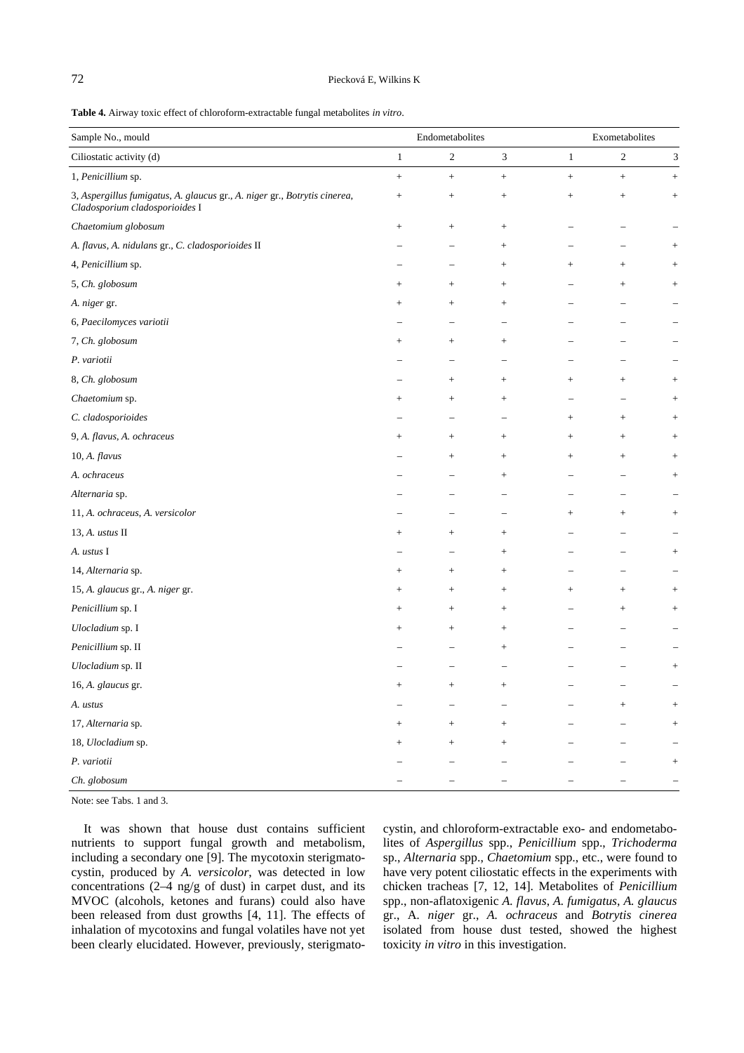**Table 4.** Airway toxic effect of chloroform-extractable fungal metabolites *in vitro*.

| Sample No., mould | Endometabolites | | | Exometabolites | | |
|---|---|---|---|---|---|---|
| Ciliostatic activity (d) | 1 | 2 | 3 | 1 | 2 | 3 |
| 1, *Penicillium* sp. | + | + | + | + | + | + |
| 3, *Aspergillus fumigatus*, *A. glaucus* gr., *A. niger* gr., *Botrytis cinerea*, *Cladosporium cladosporioides* I | + | + | + | + | + | + |
| *Chaetomium globosum* | + | + | + | – | – | – |
| *A. flavus*, *A. nidulans* gr., *C. cladosporioides* II | – | – | + | – | – | + |
| 4, *Penicillium* sp. | – | – | + | + | + | + |
| 5, *Ch. globosum* | + | + | + | – | + | + |
| *A. niger* gr. | + | + | + | – | – | – |
| 6, *Paecilomyces variotii* | – | – | – | – | – | – |
| 7, *Ch. globosum* | + | + | + | – | – | – |
| *P. variotii* | – | – | – | – | – | – |
| 8, *Ch. globosum* | – | + | + | + | + | + |
| *Chaetomium* sp. | + | + | + | – | – | + |
| *C. cladosporioides* | – | – | – | + | + | + |
| 9, *A. flavus*, *A. ochraceus* | + | + | + | + | + | + |
| 10, *A. flavus* | – | + | + | + | + | + |
| *A. ochraceus* | – | – | + | – | – | + |
| *Alternaria* sp. | – | – | – | – | – | – |
| 11, *A. ochraceus*, *A. versicolor* | – | – | – | + | + | + |
| 13, *A. ustus* II | + | + | + | – | – | – |
| *A. ustus* I | – | – | + | – | – | + |
| 14, *Alternaria* sp. | + | + | + | – | – | – |
| 15, *A. glaucus* gr., *A. niger* gr. | + | + | + | + | + | + |
| *Penicillium* sp. I | + | + | + | – | + | + |
| *Ulocladium* sp. I | + | + | + | – | – | – |
| *Penicillium* sp. II | – | – | + | – | – | – |
| *Ulocladium* sp. II | – | – | – | – | – | + |
| 16, *A. glaucus* gr. | + | + | + | – | – | – |
| *A. ustus* | – | – | – | – | + | + |
| 17, *Alternaria* sp. | + | + | + | – | – | + |
| 18, *Ulocladium* sp. | + | + | + | – | – | – |
| *P. variotii* | – | – | – | – | – | + |
| *Ch. globosum* | – | – | – | – | – | – |

Note: see Tabs. 1 and 3.

It was shown that house dust contains sufficient nutrients to support fungal growth and metabolism, including a secondary one [9]. The mycotoxin sterigmatocystin, produced by *A. versicolor*, was detected in low concentrations (2–4 ng/g of dust) in carpet dust, and its MVOC (alcohols, ketones and furans) could also have been released from dust growths [4, 11]. The effects of inhalation of mycotoxins and fungal volatiles have not yet been clearly elucidated. However, previously, sterigmatocystin, and chloroform-extractable exo- and endometabolites of *Aspergillus* spp., *Penicillium* spp., *Trichoderma* sp., *Alternaria* spp., *Chaetomium* spp., etc., were found to have very potent ciliostatic effects in the experiments with chicken tracheas [7, 12, 14]. Metabolites of *Penicillium* spp., non-aflatoxigenic *A. flavus*, *A. fumigatus*, *A. glaucus* gr., A. *niger* gr., *A. ochraceus* and *Botrytis cinerea* isolated from house dust tested, showed the highest toxicity *in vitro* in this investigation.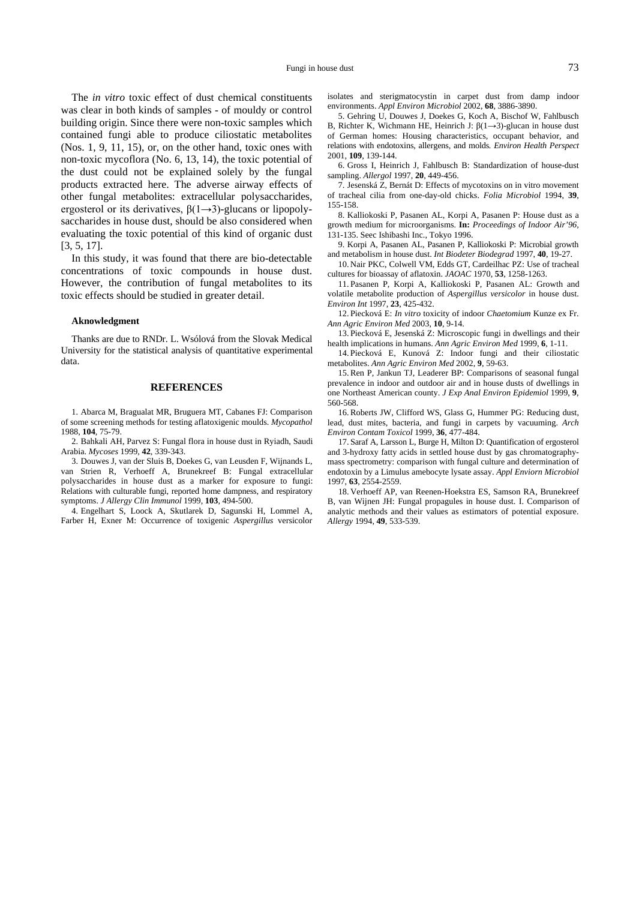The *in vitro* toxic effect of dust chemical constituents was clear in both kinds of samples - of mouldy or control building origin. Since there were non-toxic samples which contained fungi able to produce ciliostatic metabolites (Nos. 1, 9, 11, 15), or, on the other hand, toxic ones with non-toxic mycoflora (No. 6, 13, 14), the toxic potential of the dust could not be explained solely by the fungal products extracted here. The adverse airway effects of other fungal metabolites: extracellular polysaccharides, ergosterol or its derivatives, β(1→3)-glucans or lipopoly-saccharides in house dust, should be also considered when evaluating the toxic potential of this kind of organic dust [3, 5, 17].

In this study, it was found that there are bio-detectable concentrations of toxic compounds in house dust. However, the contribution of fungal metabolites to its toxic effects should be studied in greater detail.

#### Aknowledgment

Thanks are due to RNDr. L. Wsólová from the Slovak Medical University for the statistical analysis of quantitative experimental data.

## REFERENCES

1. Abarca M, Bragualat MR, Bruguera MT, Cabanes FJ: Comparison of some screening methods for testing aflatoxigenic moulds. *Mycopathol* 1988, **104**, 75-79.

2. Bahkali AH, Parvez S: Fungal flora in house dust in Ryiadh, Saudi Arabia. *Mycoses* 1999, **42**, 339-343.

3. Douwes J, van der Sluis B, Doekes G, van Leusden F, Wijnands L, van Strien R, Verhoeff A, Brunekreef B: Fungal extracellular polysaccharides in house dust as a marker for exposure to fungi: Relations with culturable fungi, reported home dampness, and respiratory symptoms. *J Allergy Clin Immunol* 1999, **103**, 494-500.

4. Engelhart S, Loock A, Skutlarek D, Sagunski H, Lommel A, Farber H, Exner M: Occurrence of toxigenic *Aspergillus* versicolor isolates and sterigmatocystin in carpet dust from damp indoor environments. *Appl Environ Microbiol* 2002, **68**, 3886-3890.

5. Gehring U, Douwes J, Doekes G, Koch A, Bischof W, Fahlbusch B, Richter K, Wichmann HE, Heinrich J: β(1→3)-glucan in house dust of German homes: Housing characteristics, occupant behavior, and relations with endotoxins, allergens, and molds. *Environ Health Perspect* 2001, **109**, 139-144.

6. Gross I, Heinrich J, Fahlbusch B: Standardization of house-dust sampling. *Allergol* 1997, **20**, 449-456.

7. Jesenská Z, Bernát D: Effects of mycotoxins on in vitro movement of tracheal cilia from one-day-old chicks. *Folia Microbiol* 1994, **39**, 155-158.

8. Kalliokoski P, Pasanen AL, Korpi A, Pasanen P: House dust as a growth medium for microorganisms. **In:** *Proceedings of Indoor Air'96*, 131-135. Seec Ishibashi Inc., Tokyo 1996.

9. Korpi A, Pasanen AL, Pasanen P, Kalliokoski P: Microbial growth and metabolism in house dust. *Int Biodeter Biodegrad* 1997, **40**, 19-27.

10. Nair PKC, Colwell VM, Edds GT, Cardeilhac PZ: Use of tracheal cultures for bioassay of aflatoxin. *JAOAC* 1970, **53**, 1258-1263.

11. Pasanen P, Korpi A, Kalliokoski P, Pasanen AL: Growth and volatile metabolite production of *Aspergillus versicolor* in house dust. *Environ Int* 1997, **23**, 425-432.

12. Piecková E: *In vitro* toxicity of indoor *Chaetomium* Kunze ex Fr. *Ann Agric Environ Med* 2003, **10**, 9-14.

13. Piecková E, Jesenská Z: Microscopic fungi in dwellings and their health implications in humans. *Ann Agric Environ Med* 1999, **6**, 1-11.

14. Piecková E, Kunová Z: Indoor fungi and their ciliostatic metabolites. *Ann Agric Environ Med* 2002, **9**, 59-63.

15. Ren P, Jankun TJ, Leaderer BP: Comparisons of seasonal fungal prevalence in indoor and outdoor air and in house dusts of dwellings in one Northeast American county. *J Exp Anal Environ Epidemiol* 1999, **9**, 560-568.

16. Roberts JW, Clifford WS, Glass G, Hummer PG: Reducing dust, lead, dust mites, bacteria, and fungi in carpets by vacuuming. *Arch Environ Contam Toxicol* 1999, **36**, 477-484.

17. Saraf A, Larsson L, Burge H, Milton D: Quantification of ergosterol and 3-hydroxy fatty acids in settled house dust by gas chromatography-mass spectrometry: comparison with fungal culture and determination of endotoxin by a Limulus amebocyte lysate assay. *Appl Enviorn Microbiol* 1997, **63**, 2554-2559.

18. Verhoeff AP, van Reenen-Hoekstra ES, Samson RA, Brunekreef B, van Wijnen JH: Fungal propagules in house dust. I. Comparison of analytic methods and their values as estimators of potential exposure. *Allergy* 1994, **49**, 533-539.